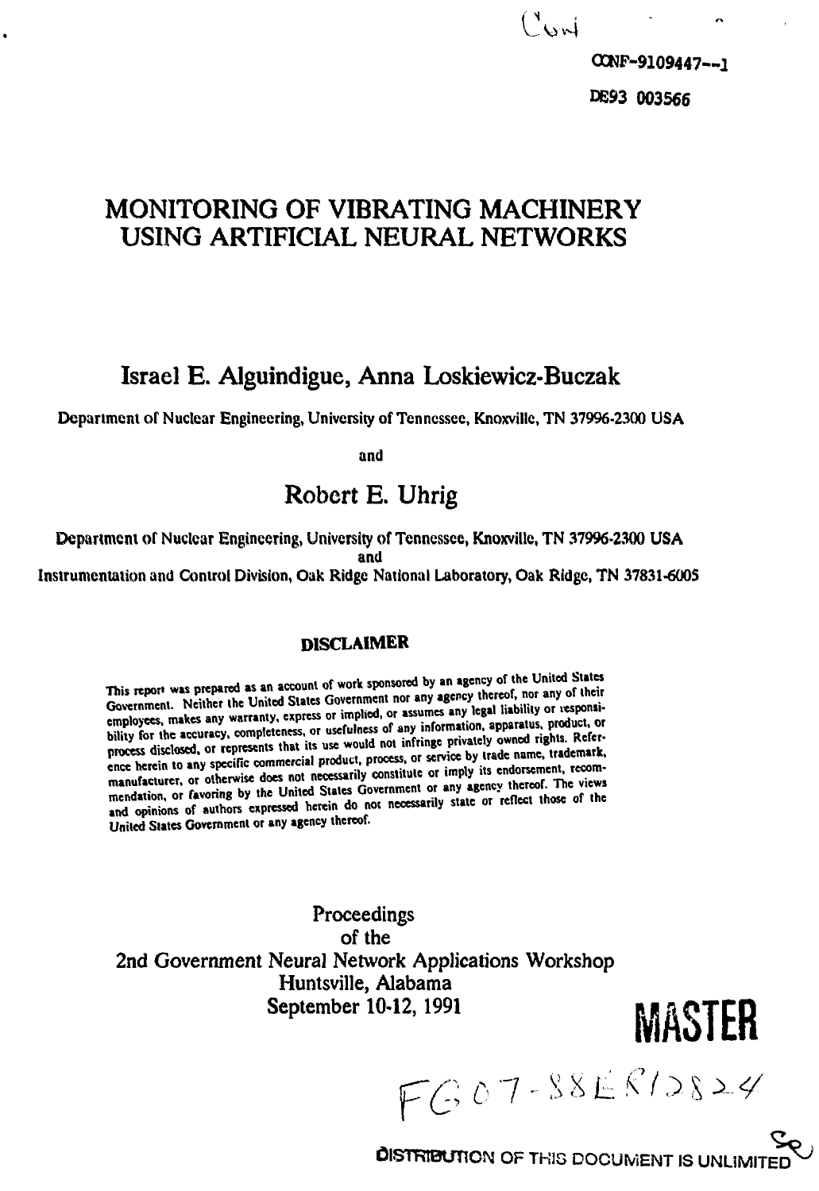Conf

CONF-9109447--1

DE93 003566

# MONITORING OF VIBRATING MACHINERY USING ARTIFICIAL NEURAL NETWORKS

Israel E. Alguindigue, Anna Loskiewicz-Buczak

Department of Nuclear Engineering, University of Tennessee, Knoxville, TN 37996-2300 USA

and

Robert E. Uhrig

Department of Nuclear Engineering, University of Tennessee, Knoxville, TN 37996-2300 USA
and
Instrumentation and Control Division, Oak Ridge National Laboratory, Oak Ridge, TN 37831-6005

**DISCLAIMER**

This report was prepared as an account of work sponsored by an agency of the United States Government. Neither the United States Government nor any agency thereof, nor any of their employees, makes any warranty, express or implied, or assumes any legal liability or responsibility for the accuracy, completeness, or usefulness of any information, apparatus, product, or process disclosed, or represents that its use would not infringe privately owned rights. Reference herein to any specific commercial product, process, or service by trade name, trademark, manufacturer, or otherwise does not necessarily constitute or imply its endorsement, recommendation, or favoring by the United States Government or any agency thereof. The views and opinions of authors expressed herein do not necessarily state or reflect those of the United States Government or any agency thereof.

Proceedings
of the
2nd Government Neural Network Applications Workshop
Huntsville, Alabama
September 10-12, 1991

MASTER

FG07-88ER12824

DISTRIBUTION OF THIS DOCUMENT IS UNLIMITED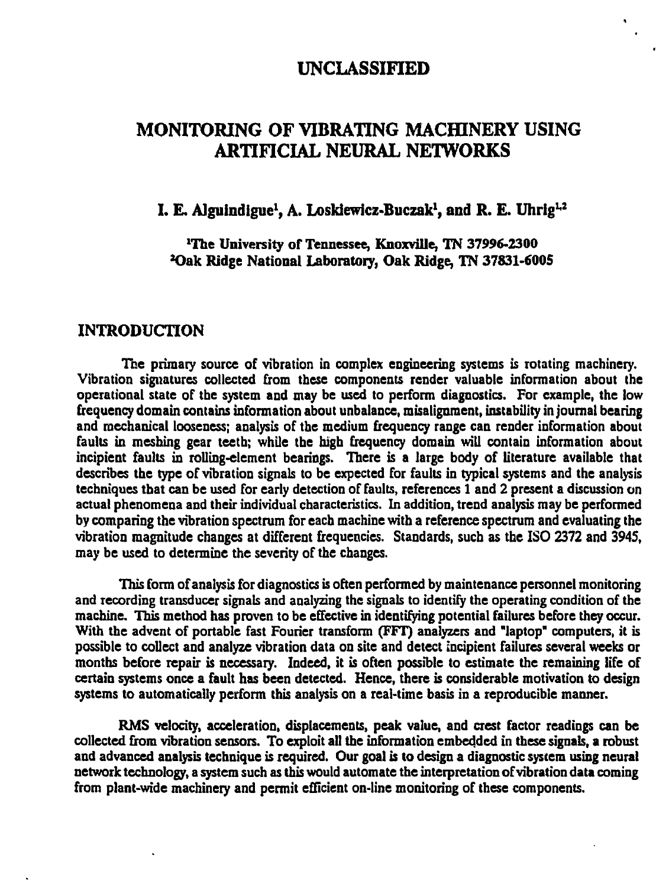UNCLASSIFIED

# MONITORING OF VIBRATING MACHINERY USING ARTIFICIAL NEURAL NETWORKS

**I. E. Alguindigue[1], A. Loskiewicz-Buczak[1], and R. E. Uhrig[1,2]**

[1]The University of Tennessee, Knoxville, TN 37996-2300
[2]Oak Ridge National Laboratory, Oak Ridge, TN 37831-6005

## INTRODUCTION

The primary source of vibration in complex engineering systems is rotating machinery. Vibration signatures collected from these components render valuable information about the operational state of the system and may be used to perform diagnostics. For example, the low frequency domain contains information about unbalance, misalignment, instability in journal bearing and mechanical looseness; analysis of the medium frequency range can render information about faults in meshing gear teeth; while the high frequency domain will contain information about incipient faults in rolling-element bearings. There is a large body of literature available that describes the type of vibration signals to be expected for faults in typical systems and the analysis techniques that can be used for early detection of faults, references 1 and 2 present a discussion on actual phenomena and their individual characteristics. In addition, trend analysis may be performed by comparing the vibration spectrum for each machine with a reference spectrum and evaluating the vibration magnitude changes at different frequencies. Standards, such as the ISO 2372 and 3945, may be used to determine the severity of the changes.

This form of analysis for diagnostics is often performed by maintenance personnel monitoring and recording transducer signals and analyzing the signals to identify the operating condition of the machine. This method has proven to be effective in identifying potential failures before they occur. With the advent of portable fast Fourier transform (FFT) analyzers and "laptop" computers, it is possible to collect and analyze vibration data on site and detect incipient failures several weeks or months before repair is necessary. Indeed, it is often possible to estimate the remaining life of certain systems once a fault has been detected. Hence, there is considerable motivation to design systems to automatically perform this analysis on a real-time basis in a reproducible manner.

RMS velocity, acceleration, displacements, peak value, and crest factor readings can be collected from vibration sensors. To exploit all the information embedded in these signals, a robust and advanced analysis technique is required. Our goal is to design a diagnostic system using neural network technology, a system such as this would automate the interpretation of vibration data coming from plant-wide machinery and permit efficient on-line monitoring of these components.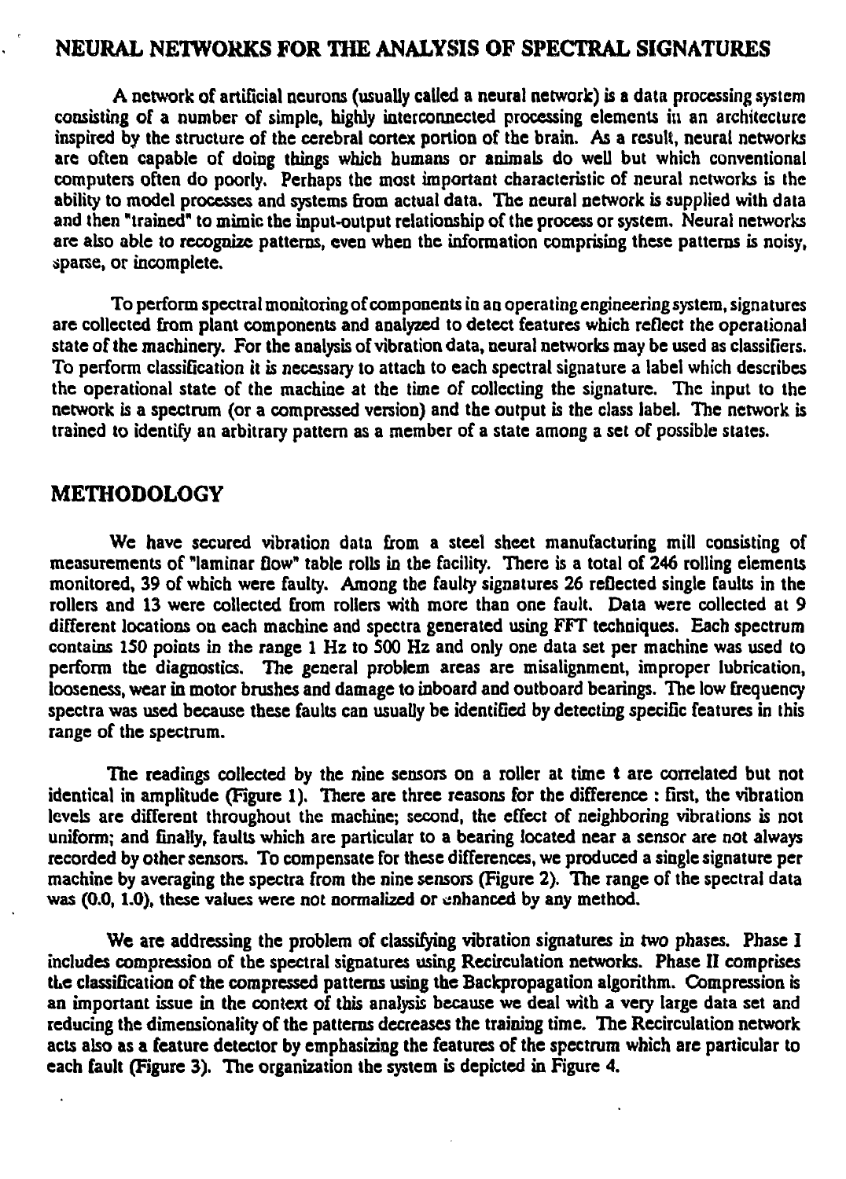## NEURAL NETWORKS FOR THE ANALYSIS OF SPECTRAL SIGNATURES

A network of artificial neurons (usually called a neural network) is a data processing system consisting of a number of simple, highly interconnected processing elements in an architecture inspired by the structure of the cerebral cortex portion of the brain. As a result, neural networks are often capable of doing things which humans or animals do well but which conventional computers often do poorly. Perhaps the most important characteristic of neural networks is the ability to model processes and systems from actual data. The neural network is supplied with data and then "trained" to mimic the input-output relationship of the process or system. Neural networks are also able to recognize patterns, even when the information comprising these patterns is noisy, sparse, or incomplete.

To perform spectral monitoring of components in an operating engineering system, signatures are collected from plant components and analyzed to detect features which reflect the operational state of the machinery. For the analysis of vibration data, neural networks may be used as classifiers. To perform classification it is necessary to attach to each spectral signature a label which describes the operational state of the machine at the time of collecting the signature. The input to the network is a spectrum (or a compressed version) and the output is the class label. The network is trained to identify an arbitrary pattern as a member of a state among a set of possible states.

## METHODOLOGY

We have secured vibration data from a steel sheet manufacturing mill consisting of measurements of "laminar flow" table rolls in the facility. There is a total of 246 rolling elements monitored, 39 of which were faulty. Among the faulty signatures 26 reflected single faults in the rollers and 13 were collected from rollers with more than one fault. Data were collected at 9 different locations on each machine and spectra generated using FFT techniques. Each spectrum contains 150 points in the range 1 Hz to 500 Hz and only one data set per machine was used to perform the diagnostics. The general problem areas are misalignment, improper lubrication, looseness, wear in motor brushes and damage to inboard and outboard bearings. The low frequency spectra was used because these faults can usually be identified by detecting specific features in this range of the spectrum.

The readings collected by the nine sensors on a roller at time t are correlated but not identical in amplitude (Figure 1). There are three reasons for the difference : first, the vibration levels are different throughout the machine; second, the effect of neighboring vibrations is not uniform; and finally, faults which are particular to a bearing located near a sensor are not always recorded by other sensors. To compensate for these differences, we produced a single signature per machine by averaging the spectra from the nine sensors (Figure 2). The range of the spectral data was (0.0, 1.0), these values were not normalized or enhanced by any method.

We are addressing the problem of classifying vibration signatures in two phases. Phase I includes compression of the spectral signatures using Recirculation networks. Phase II comprises the classification of the compressed patterns using the Backpropagation algorithm. Compression is an important issue in the context of this analysis because we deal with a very large data set and reducing the dimensionality of the patterns decreases the training time. The Recirculation network acts also as a feature detector by emphasizing the features of the spectrum which are particular to each fault (Figure 3). The organization the system is depicted in Figure 4.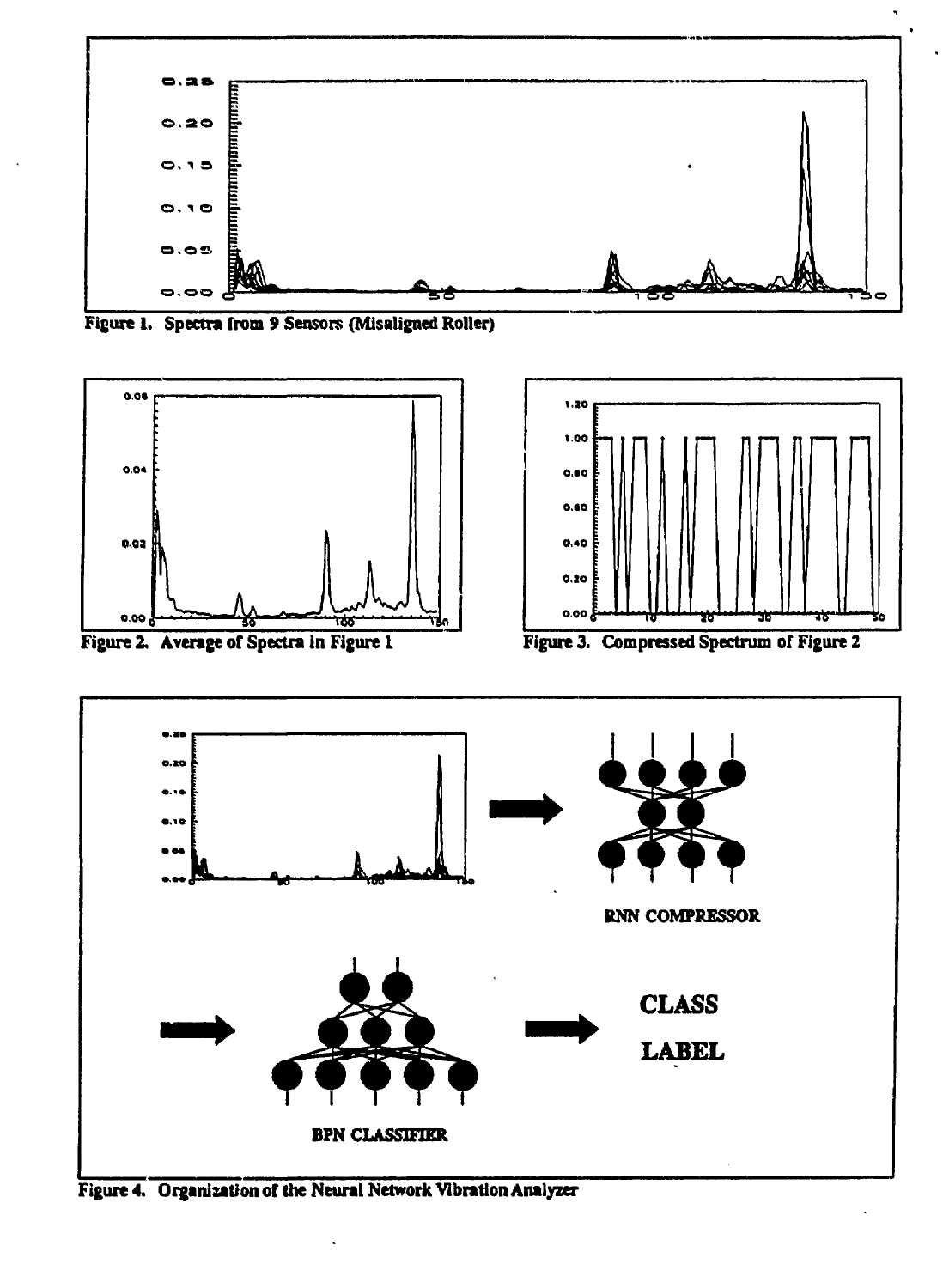Figure 1. Spectra from 9 Sensors (Misaligned Roller)

Figure 2. Average of Spectra in Figure 1

Figure 3. Compressed Spectrum of Figure 2

Figure 4. Organization of the Neural Network Vibration Analyzer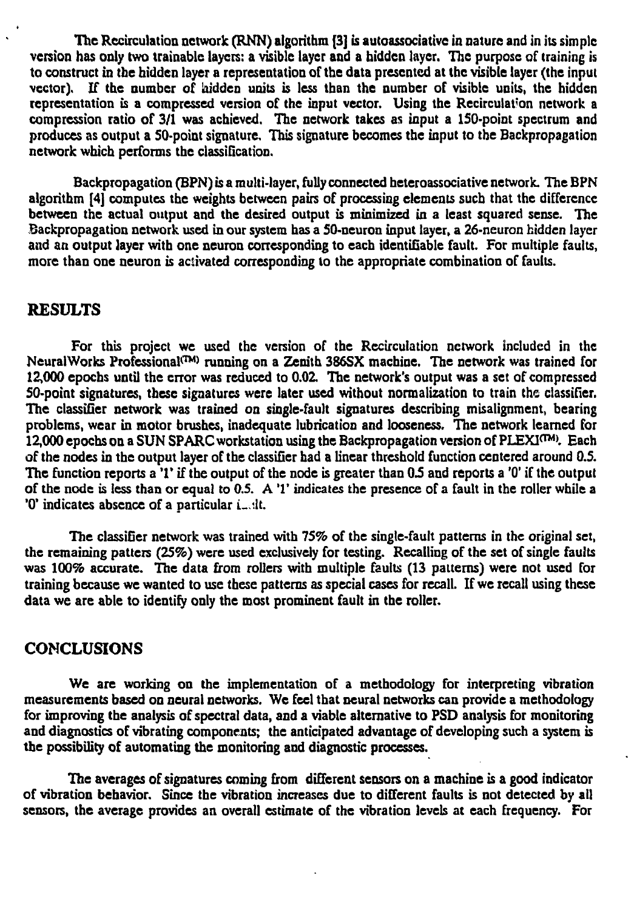The Recirculation network (RNN) algorithm [3] is autoassociative in nature and in its simple version has only two trainable layers: a visible layer and a hidden layer. The purpose of training is to construct in the hidden layer a representation of the data presented at the visible layer (the input vector). If the number of hidden units is less than the number of visible units, the hidden representation is a compressed version of the input vector. Using the Recirculation network a compression ratio of 3/1 was achieved. The network takes as input a 150-point spectrum and produces as output a 50-point signature. This signature becomes the input to the Backpropagation network which performs the classification.

Backpropagation (BPN) is a multi-layer, fully connected heteroassociative network. The BPN algorithm [4] computes the weights between pairs of processing elements such that the difference between the actual output and the desired output is minimized in a least squared sense. The Backpropagation network used in our system has a 50-neuron input layer, a 26-neuron hidden layer and an output layer with one neuron corresponding to each identifiable fault. For multiple faults, more than one neuron is activated corresponding to the appropriate combination of faults.

## RESULTS

For this project we used the version of the Recirculation network included in the NeuralWorks Professional(TM) running on a Zenith 386SX machine. The network was trained for 12,000 epochs until the error was reduced to 0.02. The network's output was a set of compressed 50-point signatures, these signatures were later used without normalization to train the classifier. The classifier network was trained on single-fault signatures describing misalignment, bearing problems, wear in motor brushes, inadequate lubrication and looseness. The network learned for 12,000 epochs on a SUN SPARC workstation using the Backpropagation version of PLEXI(TM). Each of the nodes in the output layer of the classifier had a linear threshold function centered around 0.5. The function reports a '1' if the output of the node is greater than 0.5 and reports a '0' if the output of the node is less than or equal to 0.5. A '1' indicates the presence of a fault in the roller while a '0' indicates absence of a particular fault.

The classifier network was trained with 75% of the single-fault patterns in the original set, the remaining patters (25%) were used exclusively for testing. Recalling of the set of single faults was 100% accurate. The data from rollers with multiple faults (13 patterns) were not used for training because we wanted to use these patterns as special cases for recall. If we recall using these data we are able to identify only the most prominent fault in the roller.

## CONCLUSIONS

We are working on the implementation of a methodology for interpreting vibration measurements based on neural networks. We feel that neural networks can provide a methodology for improving the analysis of spectral data, and a viable alternative to PSD analysis for monitoring and diagnostics of vibrating components; the anticipated advantage of developing such a system is the possibility of automating the monitoring and diagnostic processes.

The averages of signatures coming from different sensors on a machine is a good indicator of vibration behavior. Since the vibration increases due to different faults is not detected by all sensors, the average provides an overall estimate of the vibration levels at each frequency. For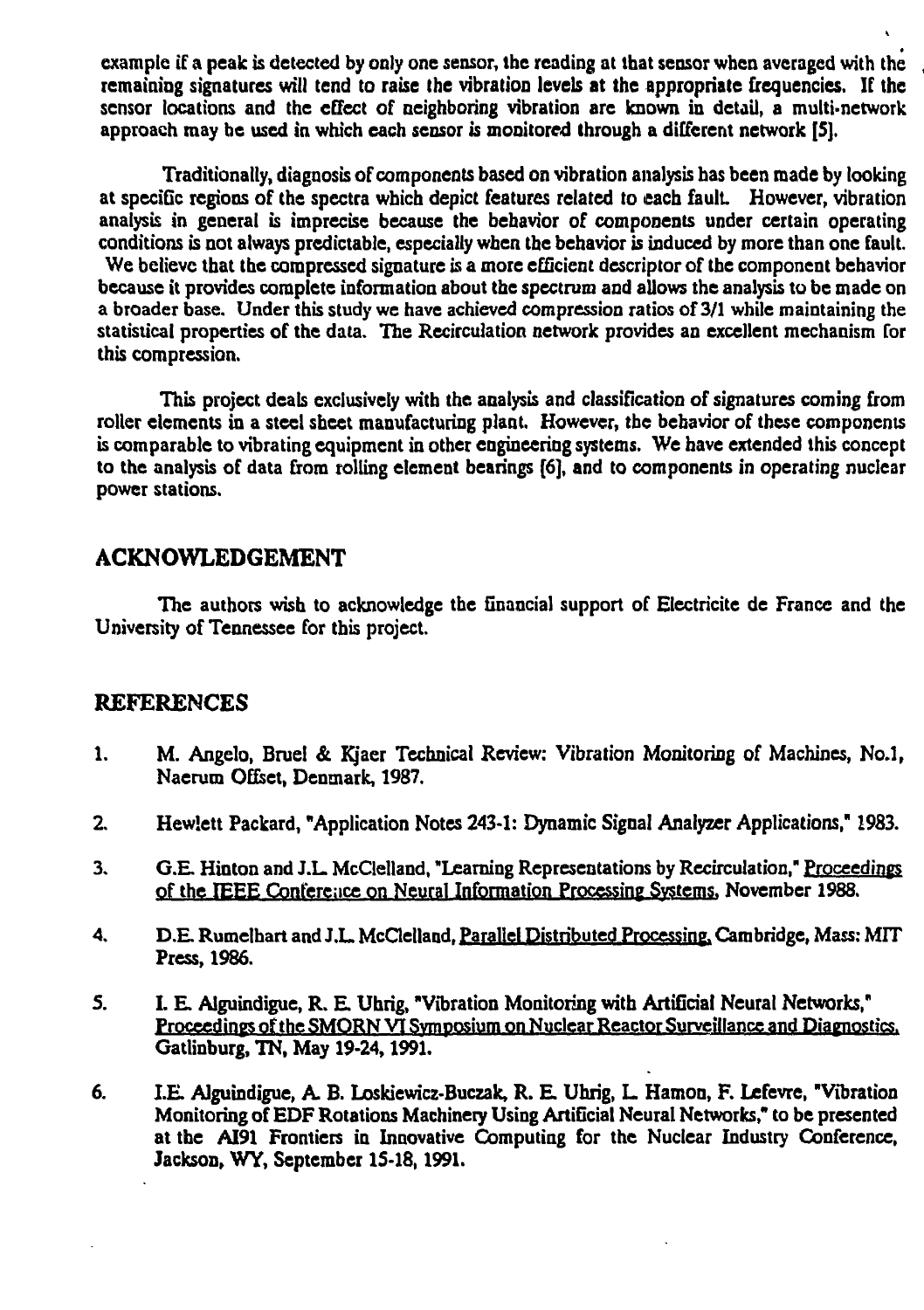example if a peak is detected by only one sensor, the reading at that sensor when averaged with the remaining signatures will tend to raise the vibration levels at the appropriate frequencies. If the sensor locations and the effect of neighboring vibration are known in detail, a multi-network approach may be used in which each sensor is monitored through a different network [5].

Traditionally, diagnosis of components based on vibration analysis has been made by looking at specific regions of the spectra which depict features related to each fault. However, vibration analysis in general is imprecise because the behavior of components under certain operating conditions is not always predictable, especially when the behavior is induced by more than one fault. We believe that the compressed signature is a more efficient descriptor of the component behavior because it provides complete information about the spectrum and allows the analysis to be made on a broader base. Under this study we have achieved compression ratios of 3/1 while maintaining the statistical properties of the data. The Recirculation network provides an excellent mechanism for this compression.

This project deals exclusively with the analysis and classification of signatures coming from roller elements in a steel sheet manufacturing plant. However, the behavior of these components is comparable to vibrating equipment in other engineering systems. We have extended this concept to the analysis of data from rolling element bearings [6], and to components in operating nuclear power stations.

## ACKNOWLEDGEMENT

The authors wish to acknowledge the financial support of Electricite de France and the University of Tennessee for this project.

## REFERENCES

1. M. Angelo, Bruel & Kjaer Technical Review: Vibration Monitoring of Machines, No.1, Naerum Offset, Denmark, 1987.

2. Hewlett Packard, "Application Notes 243-1: Dynamic Signal Analyzer Applications," 1983.

3. G.E. Hinton and J.L. McClelland, "Learning Representations by Recirculation," Proceedings of the IEEE Conference on Neural Information Processing Systems, November 1988.

4. D.E. Rumelhart and J.L. McClelland, Parallel Distributed Processing, Cambridge, Mass: MIT Press, 1986.

5. I. E. Alguindigue, R. E. Uhrig, "Vibration Monitoring with Artificial Neural Networks," Proceedings of the SMORN VI Symposium on Nuclear Reactor Surveillance and Diagnostics, Gatlinburg, TN, May 19-24, 1991.

6. I.E. Alguindigue, A. B. Loskiewicz-Buczak, R. E. Uhrig, L. Hamon, F. Lefevre, "Vibration Monitoring of EDF Rotations Machinery Using Artificial Neural Networks," to be presented at the AI91 Frontiers in Innovative Computing for the Nuclear Industry Conference, Jackson, WY, September 15-18, 1991.